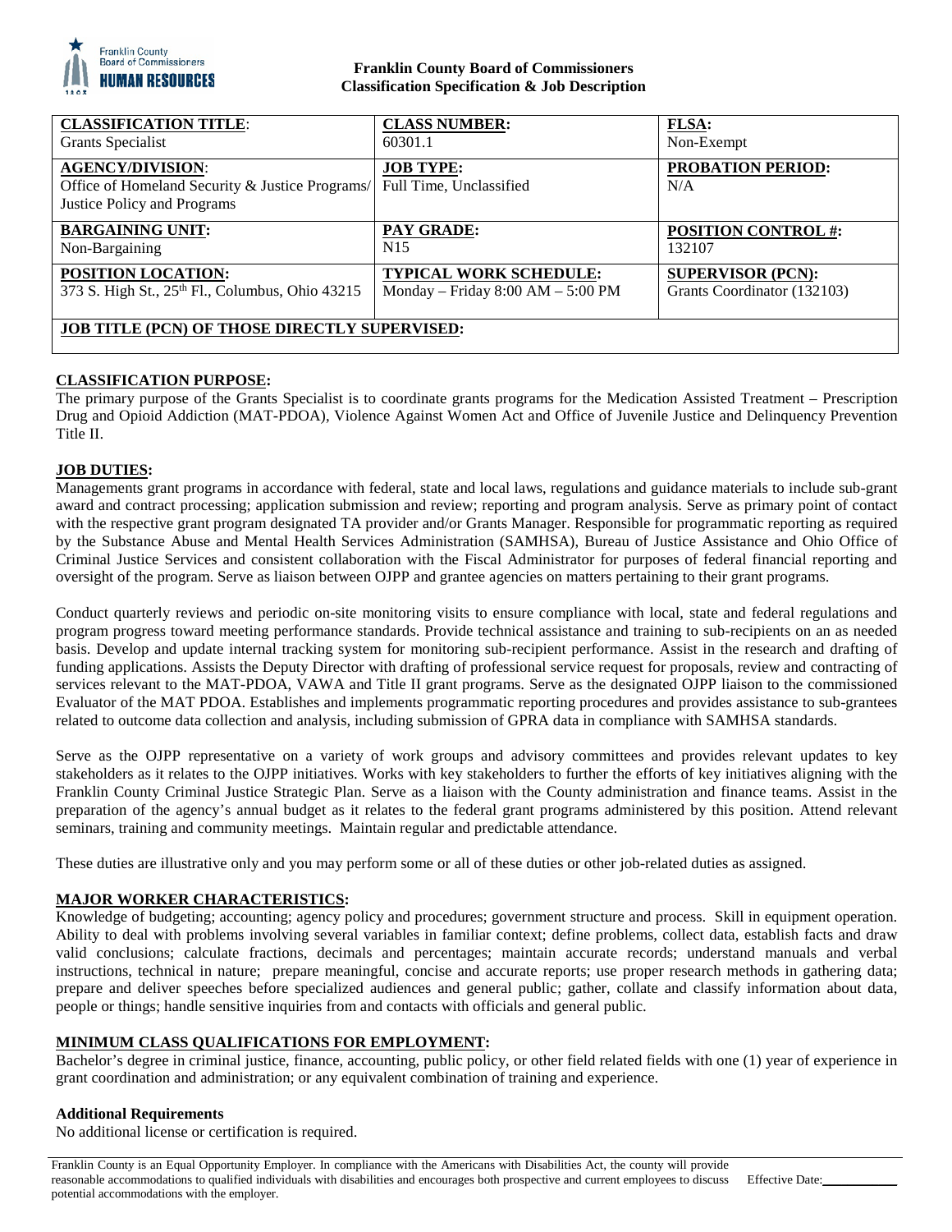**Franklin County Board of Commissioners**
**Classification Specification & Job Description**

| **CLASSIFICATION TITLE**: Grants Specialist | **CLASS NUMBER:** 60301.1 | **FLSA:** Non-Exempt |
|---|---|---|
| **AGENCY/DIVISION**: Office of Homeland Security & Justice Programs/ Justice Policy and Programs | **JOB TYPE:** Full Time, Unclassified | **PROBATION PERIOD:** N/A |
| **BARGAINING UNIT:** Non-Bargaining | **PAY GRADE:** N15 | **POSITION CONTROL #:** 132107 |
| **POSITION LOCATION:** 373 S. High St., 25th Fl., Columbus, Ohio 43215 | **TYPICAL WORK SCHEDULE:** Monday – Friday 8:00 AM – 5:00 PM | **SUPERVISOR (PCN):** Grants Coordinator (132103) |
| **JOB TITLE (PCN) OF THOSE DIRECTLY SUPERVISED:** | | |

## CLASSIFICATION PURPOSE:

The primary purpose of the Grants Specialist is to coordinate grants programs for the Medication Assisted Treatment – Prescription Drug and Opioid Addiction (MAT-PDOA), Violence Against Women Act and Office of Juvenile Justice and Delinquency Prevention Title II.

## JOB DUTIES:

Managements grant programs in accordance with federal, state and local laws, regulations and guidance materials to include sub-grant award and contract processing; application submission and review; reporting and program analysis. Serve as primary point of contact with the respective grant program designated TA provider and/or Grants Manager. Responsible for programmatic reporting as required by the Substance Abuse and Mental Health Services Administration (SAMHSA), Bureau of Justice Assistance and Ohio Office of Criminal Justice Services and consistent collaboration with the Fiscal Administrator for purposes of federal financial reporting and oversight of the program. Serve as liaison between OJPP and grantee agencies on matters pertaining to their grant programs.

Conduct quarterly reviews and periodic on-site monitoring visits to ensure compliance with local, state and federal regulations and program progress toward meeting performance standards. Provide technical assistance and training to sub-recipients on an as needed basis. Develop and update internal tracking system for monitoring sub-recipient performance. Assist in the research and drafting of funding applications. Assists the Deputy Director with drafting of professional service request for proposals, review and contracting of services relevant to the MAT-PDOA, VAWA and Title II grant programs. Serve as the designated OJPP liaison to the commissioned Evaluator of the MAT PDOA. Establishes and implements programmatic reporting procedures and provides assistance to sub-grantees related to outcome data collection and analysis, including submission of GPRA data in compliance with SAMHSA standards.

Serve as the OJPP representative on a variety of work groups and advisory committees and provides relevant updates to key stakeholders as it relates to the OJPP initiatives. Works with key stakeholders to further the efforts of key initiatives aligning with the Franklin County Criminal Justice Strategic Plan. Serve as a liaison with the County administration and finance teams. Assist in the preparation of the agency's annual budget as it relates to the federal grant programs administered by this position. Attend relevant seminars, training and community meetings. Maintain regular and predictable attendance.

These duties are illustrative only and you may perform some or all of these duties or other job-related duties as assigned.

## MAJOR WORKER CHARACTERISTICS:

Knowledge of budgeting; accounting; agency policy and procedures; government structure and process. Skill in equipment operation. Ability to deal with problems involving several variables in familiar context; define problems, collect data, establish facts and draw valid conclusions; calculate fractions, decimals and percentages; maintain accurate records; understand manuals and verbal instructions, technical in nature; prepare meaningful, concise and accurate reports; use proper research methods in gathering data; prepare and deliver speeches before specialized audiences and general public; gather, collate and classify information about data, people or things; handle sensitive inquiries from and contacts with officials and general public.

## MINIMUM CLASS QUALIFICATIONS FOR EMPLOYMENT:

Bachelor's degree in criminal justice, finance, accounting, public policy, or other field related fields with one (1) year of experience in grant coordination and administration; or any equivalent combination of training and experience.

### Additional Requirements

No additional license or certification is required.

Franklin County is an Equal Opportunity Employer. In compliance with the Americans with Disabilities Act, the county will provide reasonable accommodations to qualified individuals with disabilities and encourages both prospective and current employees to discuss potential accommodations with the employer.

Effective Date:___________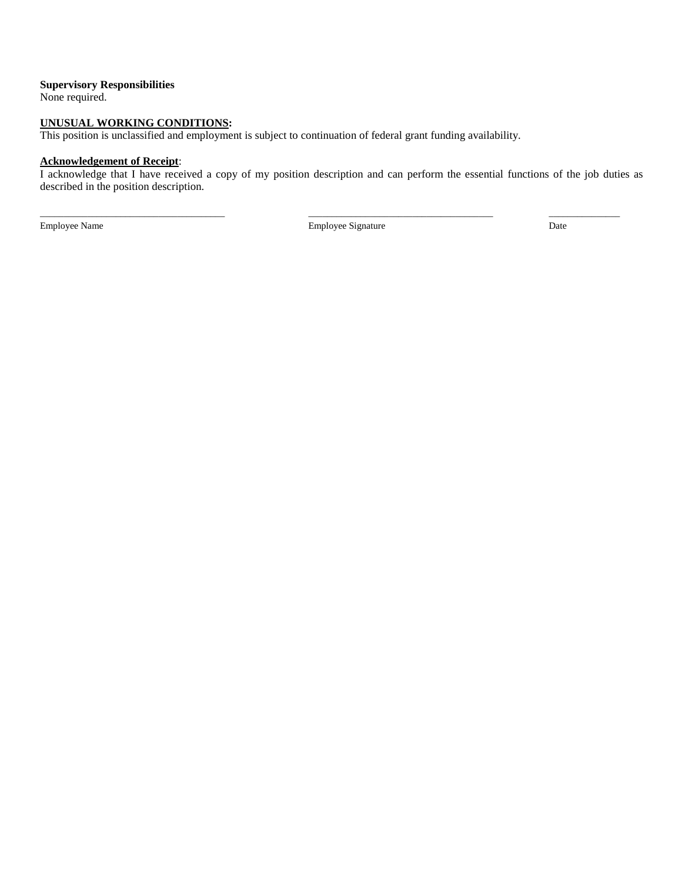**Supervisory Responsibilities**
None required.

**UNUSUAL WORKING CONDITIONS:**
This position is unclassified and employment is subject to continuation of federal grant funding availability.

**Acknowledgement of Receipt**:
I acknowledge that I have received a copy of my position description and can perform the essential functions of the job duties as described in the position description.

| | | |
|---|---|---|
| ______________________________ | ______________________________ | ____________ |
| Employee Name | Employee Signature | Date |